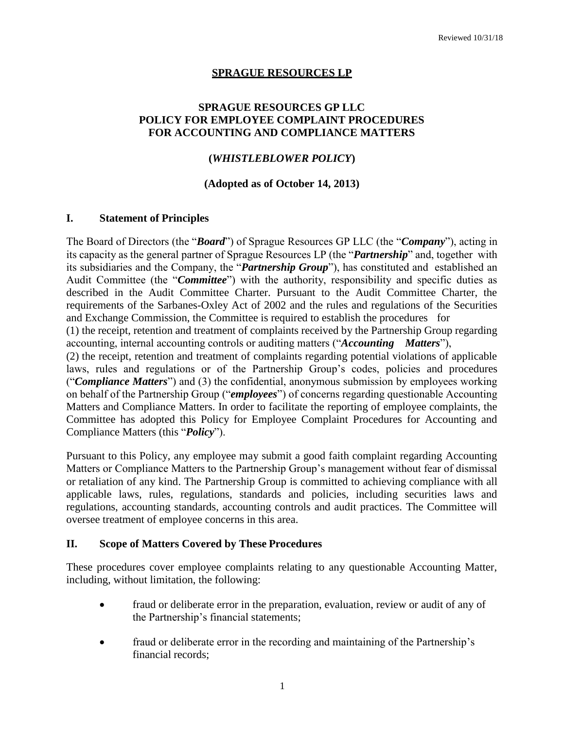Reviewed 10/31/18

# SPRAGUE RESOURCES LP

## SPRAGUE RESOURCES GP LLC
## POLICY FOR EMPLOYEE COMPLAINT PROCEDURES FOR ACCOUNTING AND COMPLIANCE MATTERS

**(*WHISTLEBLOWER POLICY*)**

**(Adopted as of October 14, 2013)**

## I. Statement of Principles

The Board of Directors (the "***Board***") of Sprague Resources GP LLC (the "***Company***"), acting in its capacity as the general partner of Sprague Resources LP (the "***Partnership***" and, together with its subsidiaries and the Company, the "***Partnership Group***"), has constituted and established an Audit Committee (the "***Committee***") with the authority, responsibility and specific duties as described in the Audit Committee Charter. Pursuant to the Audit Committee Charter, the requirements of the Sarbanes-Oxley Act of 2002 and the rules and regulations of the Securities and Exchange Commission, the Committee is required to establish the procedures for
(1) the receipt, retention and treatment of complaints received by the Partnership Group regarding accounting, internal accounting controls or auditing matters ("***Accounting Matters***"),
(2) the receipt, retention and treatment of complaints regarding potential violations of applicable laws, rules and regulations or of the Partnership Group's codes, policies and procedures ("***Compliance Matters***") and (3) the confidential, anonymous submission by employees working on behalf of the Partnership Group ("***employees***") of concerns regarding questionable Accounting Matters and Compliance Matters. In order to facilitate the reporting of employee complaints, the Committee has adopted this Policy for Employee Complaint Procedures for Accounting and Compliance Matters (this "***Policy***").

Pursuant to this Policy, any employee may submit a good faith complaint regarding Accounting Matters or Compliance Matters to the Partnership Group's management without fear of dismissal or retaliation of any kind. The Partnership Group is committed to achieving compliance with all applicable laws, rules, regulations, standards and policies, including securities laws and regulations, accounting standards, accounting controls and audit practices. The Committee will oversee treatment of employee concerns in this area.

## II. Scope of Matters Covered by These Procedures

These procedures cover employee complaints relating to any questionable Accounting Matter, including, without limitation, the following:

- fraud or deliberate error in the preparation, evaluation, review or audit of any of the Partnership's financial statements;
- fraud or deliberate error in the recording and maintaining of the Partnership's financial records;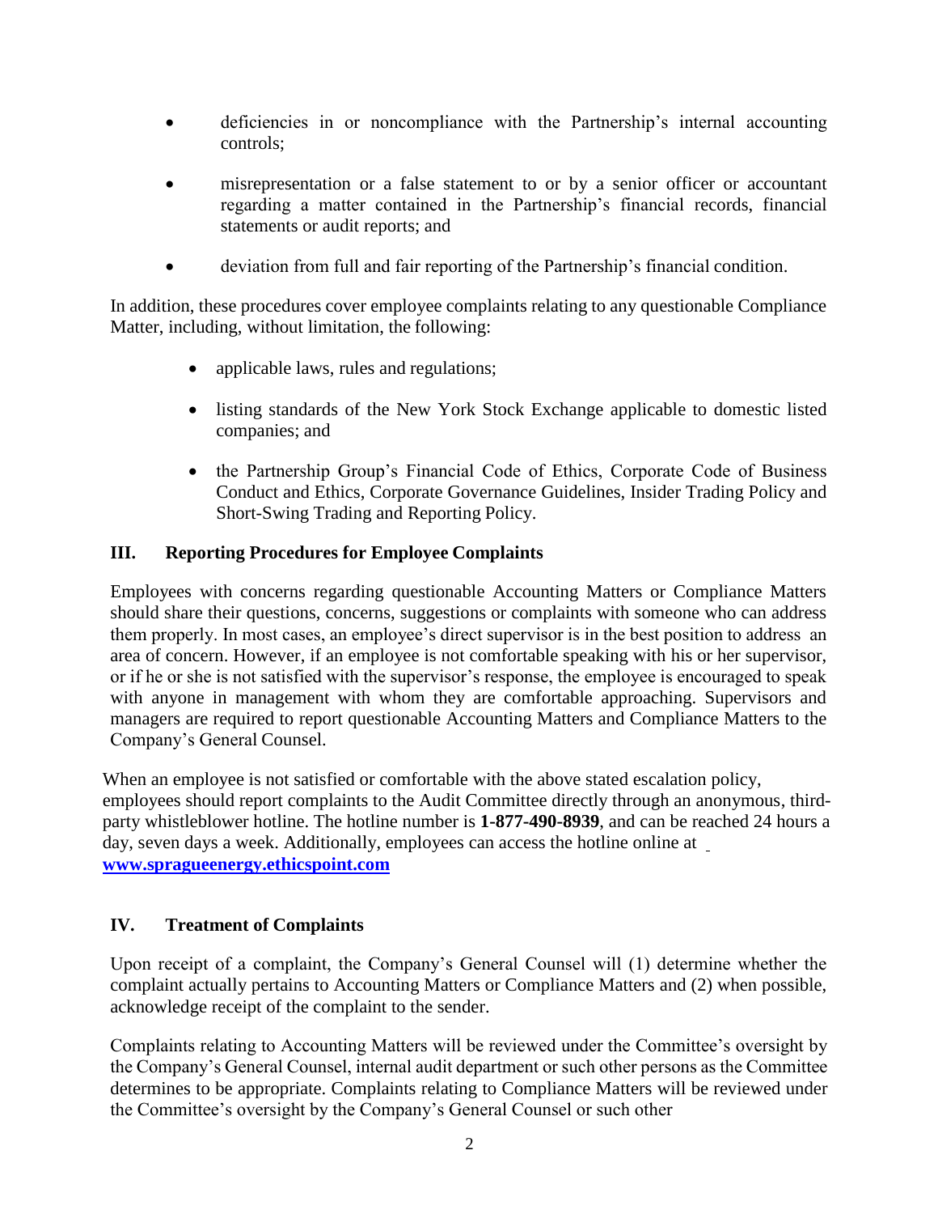- deficiencies in or noncompliance with the Partnership's internal accounting controls;
- misrepresentation or a false statement to or by a senior officer or accountant regarding a matter contained in the Partnership's financial records, financial statements or audit reports; and
- deviation from full and fair reporting of the Partnership's financial condition.

In addition, these procedures cover employee complaints relating to any questionable Compliance Matter, including, without limitation, the following:

- applicable laws, rules and regulations;
- listing standards of the New York Stock Exchange applicable to domestic listed companies; and
- the Partnership Group's Financial Code of Ethics, Corporate Code of Business Conduct and Ethics, Corporate Governance Guidelines, Insider Trading Policy and Short-Swing Trading and Reporting Policy.

## III. Reporting Procedures for Employee Complaints

Employees with concerns regarding questionable Accounting Matters or Compliance Matters should share their questions, concerns, suggestions or complaints with someone who can address them properly. In most cases, an employee's direct supervisor is in the best position to address an area of concern. However, if an employee is not comfortable speaking with his or her supervisor, or if he or she is not satisfied with the supervisor's response, the employee is encouraged to speak with anyone in management with whom they are comfortable approaching. Supervisors and managers are required to report questionable Accounting Matters and Compliance Matters to the Company's General Counsel.

When an employee is not satisfied or comfortable with the above stated escalation policy, employees should report complaints to the Audit Committee directly through an anonymous, third-party whistleblower hotline. The hotline number is **1-877-490-8939**, and can be reached 24 hours a day, seven days a week. Additionally, employees can access the hotline online at **[www.spragueenergy.ethicspoint.com](http://www.spragueenergy.ethicspoint.com)**

## IV. Treatment of Complaints

Upon receipt of a complaint, the Company's General Counsel will (1) determine whether the complaint actually pertains to Accounting Matters or Compliance Matters and (2) when possible, acknowledge receipt of the complaint to the sender.

Complaints relating to Accounting Matters will be reviewed under the Committee's oversight by the Company's General Counsel, internal audit department or such other persons as the Committee determines to be appropriate. Complaints relating to Compliance Matters will be reviewed under the Committee's oversight by the Company's General Counsel or such other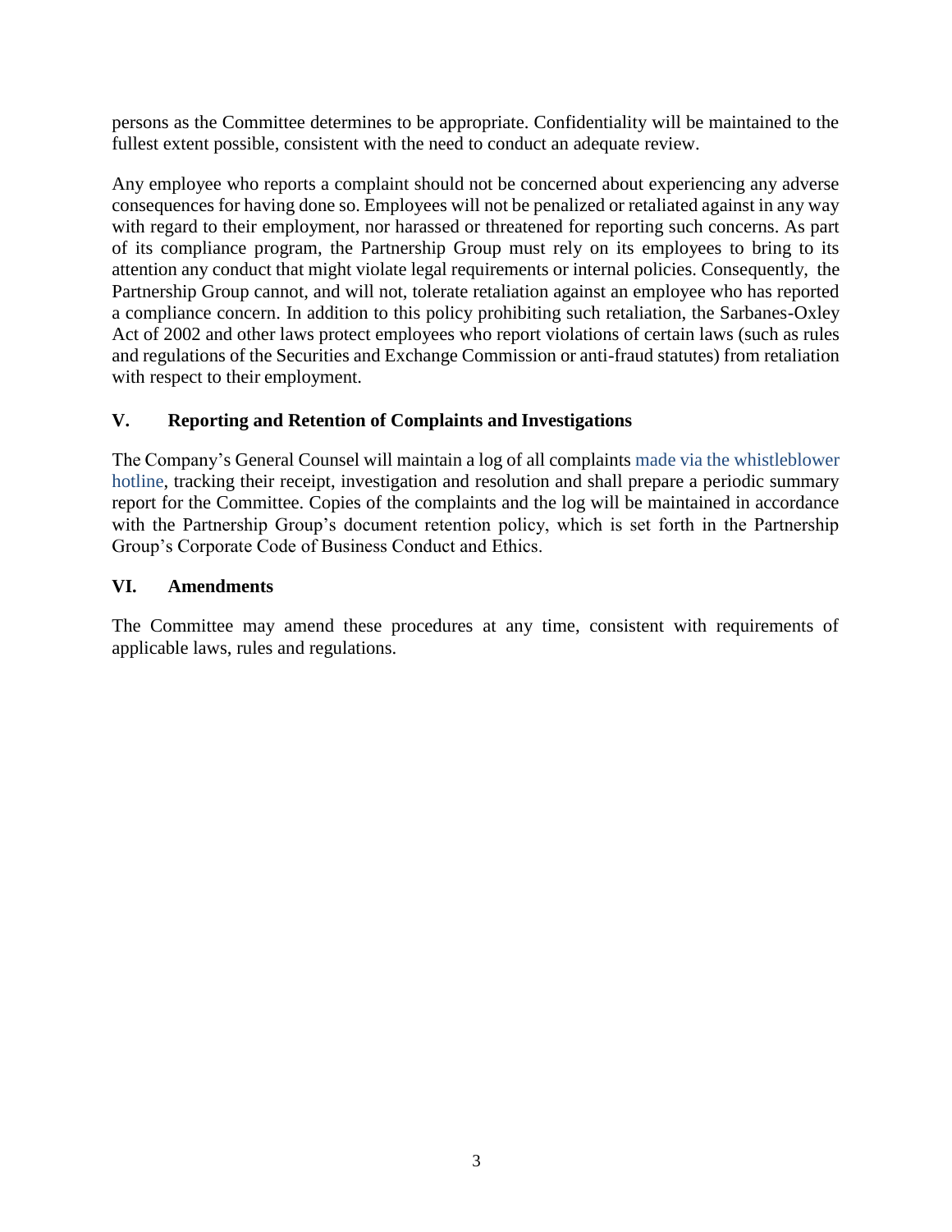persons as the Committee determines to be appropriate. Confidentiality will be maintained to the fullest extent possible, consistent with the need to conduct an adequate review.

Any employee who reports a complaint should not be concerned about experiencing any adverse consequences for having done so. Employees will not be penalized or retaliated against in any way with regard to their employment, nor harassed or threatened for reporting such concerns. As part of its compliance program, the Partnership Group must rely on its employees to bring to its attention any conduct that might violate legal requirements or internal policies. Consequently, the Partnership Group cannot, and will not, tolerate retaliation against an employee who has reported a compliance concern. In addition to this policy prohibiting such retaliation, the Sarbanes-Oxley Act of 2002 and other laws protect employees who report violations of certain laws (such as rules and regulations of the Securities and Exchange Commission or anti-fraud statutes) from retaliation with respect to their employment.

## V. Reporting and Retention of Complaints and Investigations

The Company's General Counsel will maintain a log of all complaints made via the whistleblower hotline, tracking their receipt, investigation and resolution and shall prepare a periodic summary report for the Committee. Copies of the complaints and the log will be maintained in accordance with the Partnership Group's document retention policy, which is set forth in the Partnership Group's Corporate Code of Business Conduct and Ethics.

## VI. Amendments

The Committee may amend these procedures at any time, consistent with requirements of applicable laws, rules and regulations.